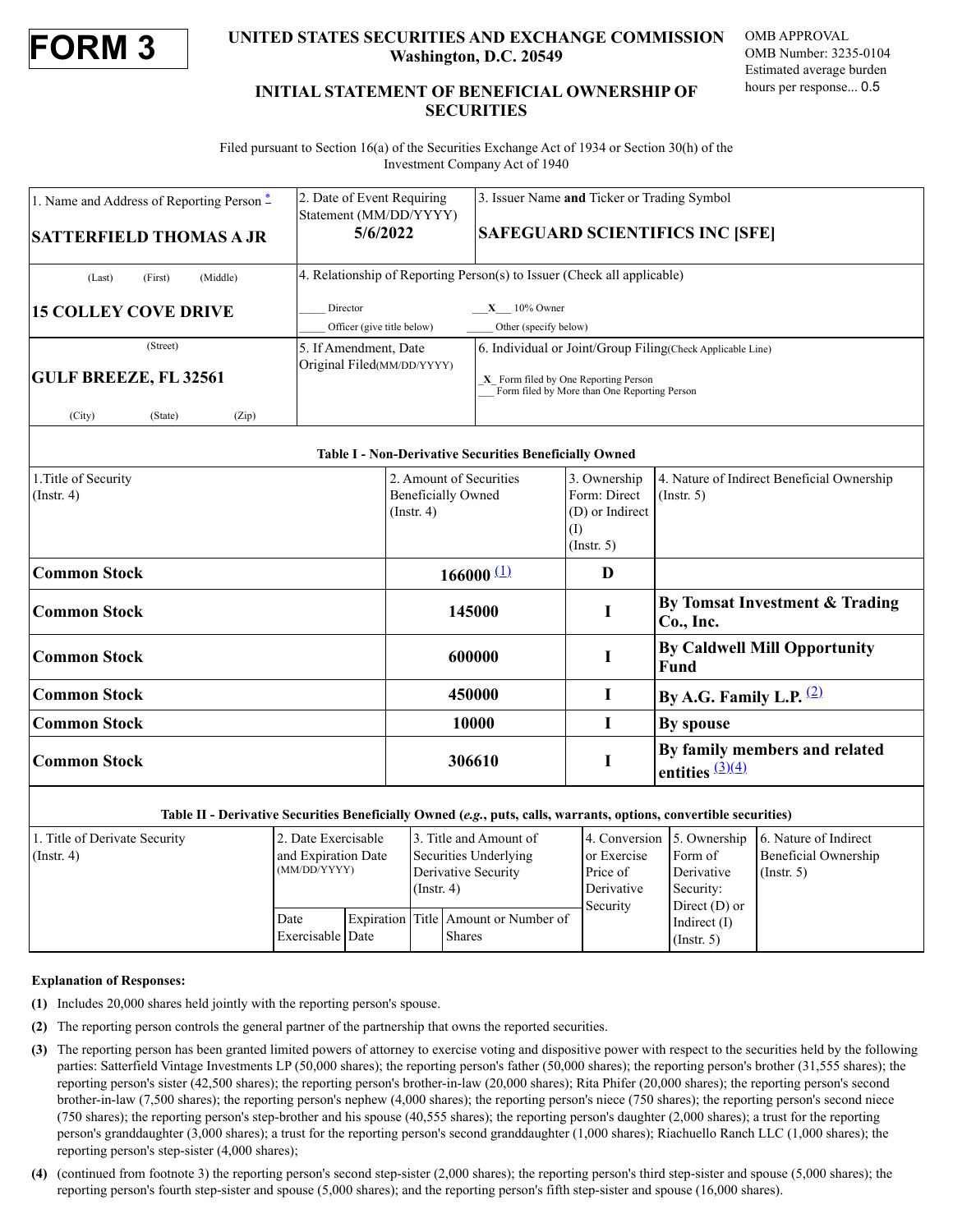# FORM 3

## UNITED STATES SECURITIES AND EXCHANGE COMMISSION
Washington, D.C. 20549

OMB APPROVAL
OMB Number: 3235-0104
Estimated average burden hours per response... 0.5

## INITIAL STATEMENT OF BENEFICIAL OWNERSHIP OF SECURITIES

Filed pursuant to Section 16(a) of the Securities Exchange Act of 1934 or Section 30(h) of the Investment Company Act of 1940

| 1. Name and Address of Reporting Person * | 2. Date of Event Requiring Statement (MM/DD/YYYY) | 3. Issuer Name **and** Ticker or Trading Symbol |
|---|---|---|
| **SATTERFIELD THOMAS A JR** | **5/6/2022** | **SAFEGUARD SCIENTIFICS INC [SFE]** |
| (Last) (First) (Middle) **15 COLLEY COVE DRIVE** | 4. Relationship of Reporting Person(s) to Issuer (Check all applicable) _____ Director __X__ 10% Owner _____ Officer (give title below) _____ Other (specify below) | |
| (Street) **GULF BREEZE, FL 32561** (City) (State) (Zip) | 5. If Amendment, Date Original Filed(MM/DD/YYYY) | 6. Individual or Joint/Group Filing(Check Applicable Line) _X_ Form filed by One Reporting Person ___ Form filed by More than One Reporting Person |

**Table I - Non-Derivative Securities Beneficially Owned**

| 1.Title of Security (Instr. 4) | 2. Amount of Securities Beneficially Owned (Instr. 4) | 3. Ownership Form: Direct (D) or Indirect (I) (Instr. 5) | 4. Nature of Indirect Beneficial Ownership (Instr. 5) |
|---|---|---|---|
| **Common Stock** | **166000** (1) | **D** | |
| **Common Stock** | **145000** | **I** | **By Tomsat Investment & Trading Co., Inc.** |
| **Common Stock** | **600000** | **I** | **By Caldwell Mill Opportunity Fund** |
| **Common Stock** | **450000** | **I** | **By A.G. Family L.P.** (2) |
| **Common Stock** | **10000** | **I** | **By spouse** |
| **Common Stock** | **306610** | **I** | **By family members and related entities** (3)(4) |

**Table II - Derivative Securities Beneficially Owned (*e.g.*, puts, calls, warrants, options, convertible securities)**

| 1. Title of Derivate Security (Instr. 4) | 2. Date Exercisable and Expiration Date (MM/DD/YYYY) | | 3. Title and Amount of Securities Underlying Derivative Security (Instr. 4) | | 4. Conversion or Exercise Price of Derivative Security | 5. Ownership Form of Derivative Security: Direct (D) or Indirect (I) (Instr. 5) | 6. Nature of Indirect Beneficial Ownership (Instr. 5) |
|---|---|---|---|---|---|---|---|
| | Date Exercisable | Expiration Date | Title | Amount or Number of Shares | | | |

**Explanation of Responses:**

**(1)** Includes 20,000 shares held jointly with the reporting person's spouse.

**(2)** The reporting person controls the general partner of the partnership that owns the reported securities.

**(3)** The reporting person has been granted limited powers of attorney to exercise voting and dispositive power with respect to the securities held by the following parties: Satterfield Vintage Investments LP (50,000 shares); the reporting person's father (50,000 shares); the reporting person's brother (31,555 shares); the reporting person's sister (42,500 shares); the reporting person's brother-in-law (20,000 shares); Rita Phifer (20,000 shares); the reporting person's second brother-in-law (7,500 shares); the reporting person's nephew (4,000 shares); the reporting person's niece (750 shares); the reporting person's second niece (750 shares); the reporting person's step-brother and his spouse (40,555 shares); the reporting person's daughter (2,000 shares); a trust for the reporting person's granddaughter (3,000 shares); a trust for the reporting person's second granddaughter (1,000 shares); Riachuello Ranch LLC (1,000 shares); the reporting person's step-sister (4,000 shares);

**(4)** (continued from footnote 3) the reporting person's second step-sister (2,000 shares); the reporting person's third step-sister and spouse (5,000 shares); the reporting person's fourth step-sister and spouse (5,000 shares); and the reporting person's fifth step-sister and spouse (16,000 shares).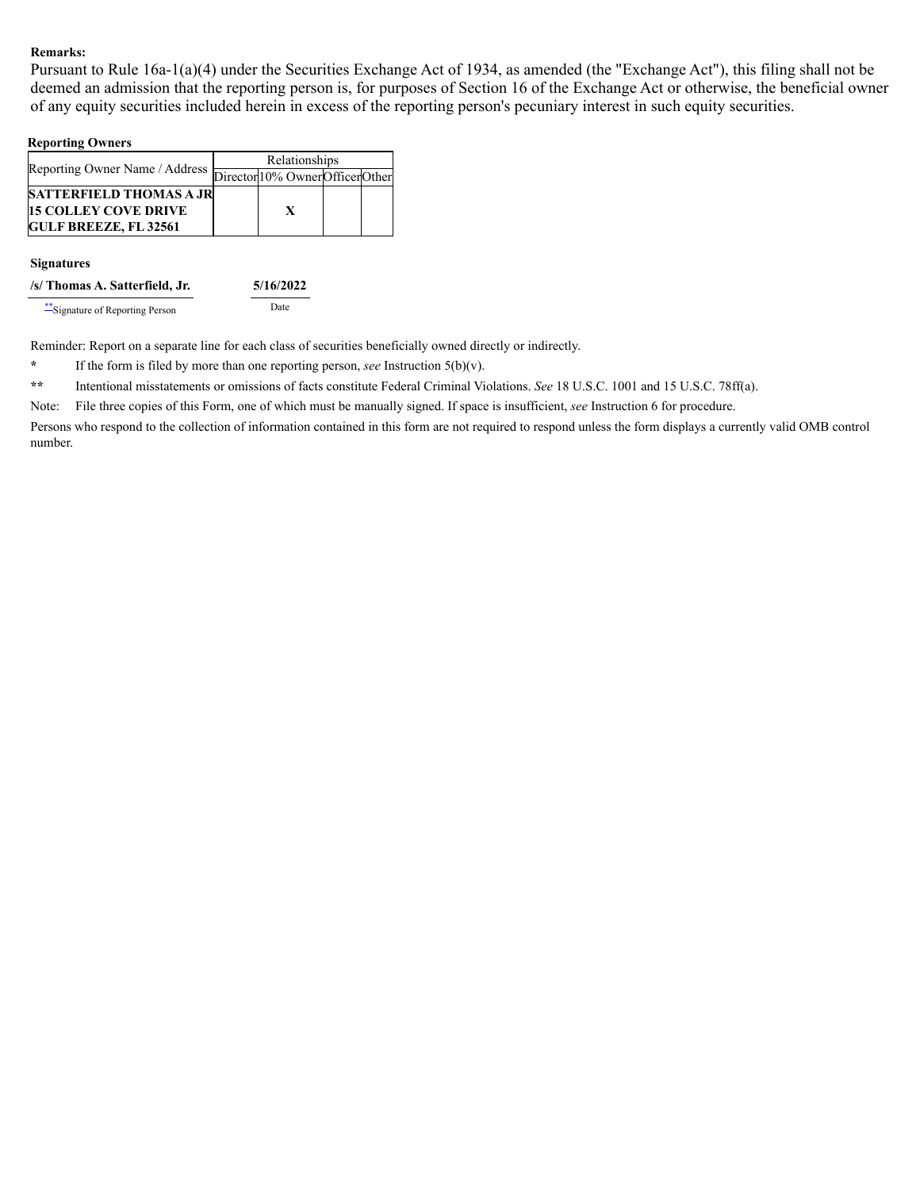**Remarks:**

Pursuant to Rule 16a-1(a)(4) under the Securities Exchange Act of 1934, as amended (the "Exchange Act"), this filing shall not be deemed an admission that the reporting person is, for purposes of Section 16 of the Exchange Act or otherwise, the beneficial owner of any equity securities included herein in excess of the reporting person's pecuniary interest in such equity securities.

**Reporting Owners**

| Reporting Owner Name / Address | Relationships | | | |
|---|---|---|---|---|
| | Director | 10% Owner | Officer | Other |
| **SATTERFIELD THOMAS A JR**<br>**15 COLLEY COVE DRIVE**<br>**GULF BREEZE, FL 32561** | | **X** | | |

**Signatures**

| | |
|---|---|
| **/s/ Thomas A. Satterfield, Jr.** | **5/16/2022** |
| **Signature of Reporting Person | Date |

Reminder: Report on a separate line for each class of securities beneficially owned directly or indirectly.

\* If the form is filed by more than one reporting person, *see* Instruction 5(b)(v).

\*\* Intentional misstatements or omissions of facts constitute Federal Criminal Violations. *See* 18 U.S.C. 1001 and 15 U.S.C. 78ff(a).

Note: File three copies of this Form, one of which must be manually signed. If space is insufficient, *see* Instruction 6 for procedure.

Persons who respond to the collection of information contained in this form are not required to respond unless the form displays a currently valid OMB control number.